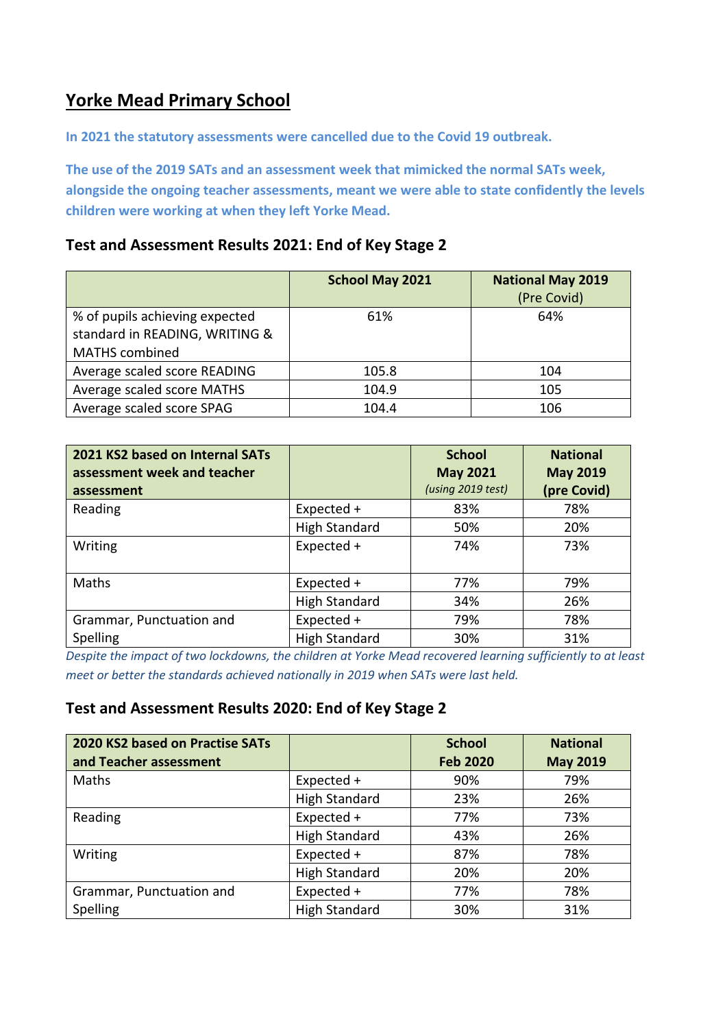# Yorke Mead Primary School

**In 2021 the statutory assessments were cancelled due to the Covid 19 outbreak.**

**The use of the 2019 SATs and an assessment week that mimicked the normal SATs week, alongside the ongoing teacher assessments, meant we were able to state confidently the levels children were working at when they left Yorke Mead.**

## Test and Assessment Results 2021: End of Key Stage 2

| | **School May 2021** | **National May 2019** (Pre Covid) |
|---|---|---|
| % of pupils achieving expected standard in READING, WRITING & MATHS combined | 61% | 64% |
| Average scaled score READING | 105.8 | 104 |
| Average scaled score MATHS | 104.9 | 105 |
| Average scaled score SPAG | 104.4 | 106 |

| **2021 KS2 based on Internal SATs assessment week and teacher assessment** | | **School May 2021** *(using 2019 test)* | **National May 2019 (pre Covid)** |
|---|---|---|---|
| Reading | Expected + | 83% | 78% |
| | High Standard | 50% | 20% |
| Writing | Expected + | 74% | 73% |
| Maths | Expected + | 77% | 79% |
| | High Standard | 34% | 26% |
| Grammar, Punctuation and Spelling | Expected + | 79% | 78% |
| | High Standard | 30% | 31% |

*Despite the impact of two lockdowns, the children at Yorke Mead recovered learning sufficiently to at least meet or better the standards achieved nationally in 2019 when SATs were last held.*

## Test and Assessment Results 2020: End of Key Stage 2

| **2020 KS2 based on Practise SATs and Teacher assessment** | | **School Feb 2020** | **National May 2019** |
|---|---|---|---|
| Maths | Expected + | 90% | 79% |
| | High Standard | 23% | 26% |
| Reading | Expected + | 77% | 73% |
| | High Standard | 43% | 26% |
| Writing | Expected + | 87% | 78% |
| | High Standard | 20% | 20% |
| Grammar, Punctuation and Spelling | Expected + | 77% | 78% |
| | High Standard | 30% | 31% |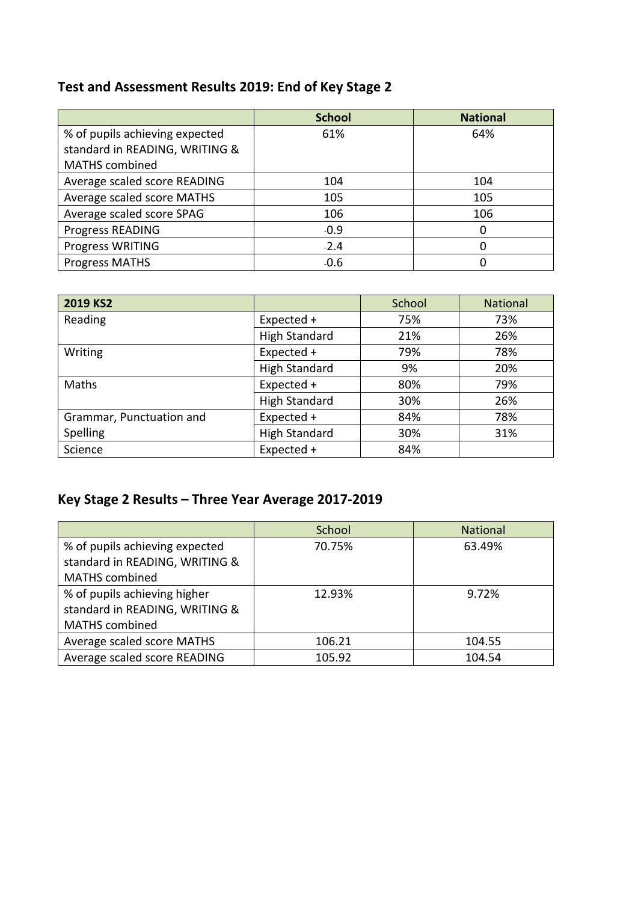## Test and Assessment Results 2019: End of Key Stage 2

| | **School** | **National** |
|---|---|---|
| % of pupils achieving expected standard in READING, WRITING & MATHS combined | 61% | 64% |
| Average scaled score READING | 104 | 104 |
| Average scaled score MATHS | 105 | 105 |
| Average scaled score SPAG | 106 | 106 |
| Progress READING | -0.9 | 0 |
| Progress WRITING | -2.4 | 0 |
| Progress MATHS | -0.6 | 0 |

| **2019 KS2** | | School | National |
|---|---|---|---|
| Reading | Expected + | 75% | 73% |
| | High Standard | 21% | 26% |
| Writing | Expected + | 79% | 78% |
| | High Standard | 9% | 20% |
| Maths | Expected + | 80% | 79% |
| | High Standard | 30% | 26% |
| Grammar, Punctuation and Spelling | Expected + | 84% | 78% |
| | High Standard | 30% | 31% |
| Science | Expected + | 84% | |

## Key Stage 2 Results – Three Year Average 2017-2019

| | School | National |
|---|---|---|
| % of pupils achieving expected standard in READING, WRITING & MATHS combined | 70.75% | 63.49% |
| % of pupils achieving higher standard in READING, WRITING & MATHS combined | 12.93% | 9.72% |
| Average scaled score MATHS | 106.21 | 104.55 |
| Average scaled score READING | 105.92 | 104.54 |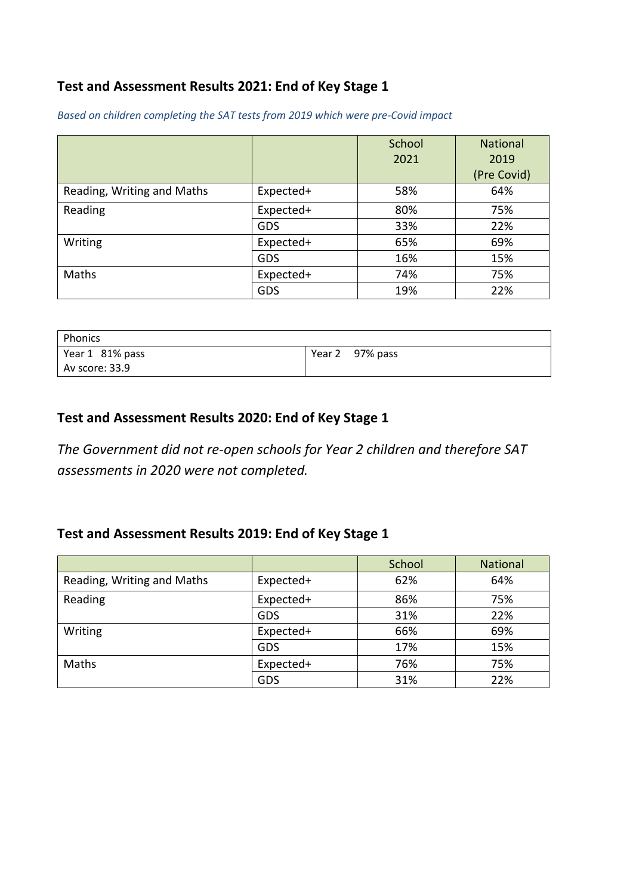## Test and Assessment Results 2021: End of Key Stage 1

*Based on children completing the SAT tests from 2019 which were pre-Covid impact*

| | | School 2021 | National 2019 (Pre Covid) |
|---|---|---|---|
| Reading, Writing and Maths | Expected+ | 58% | 64% |
| Reading | Expected+ | 80% | 75% |
| | GDS | 33% | 22% |
| Writing | Expected+ | 65% | 69% |
| | GDS | 16% | 15% |
| Maths | Expected+ | 74% | 75% |
| | GDS | 19% | 22% |

| Phonics | |
|---|---|
| Year 1 81% pass<br>Av score: 33.9 | Year 2 97% pass |

## Test and Assessment Results 2020: End of Key Stage 1

*The Government did not re-open schools for Year 2 children and therefore SAT assessments in 2020 were not completed.*

## Test and Assessment Results 2019: End of Key Stage 1

| | | School | National |
|---|---|---|---|
| Reading, Writing and Maths | Expected+ | 62% | 64% |
| Reading | Expected+ | 86% | 75% |
| | GDS | 31% | 22% |
| Writing | Expected+ | 66% | 69% |
| | GDS | 17% | 15% |
| Maths | Expected+ | 76% | 75% |
| | GDS | 31% | 22% |